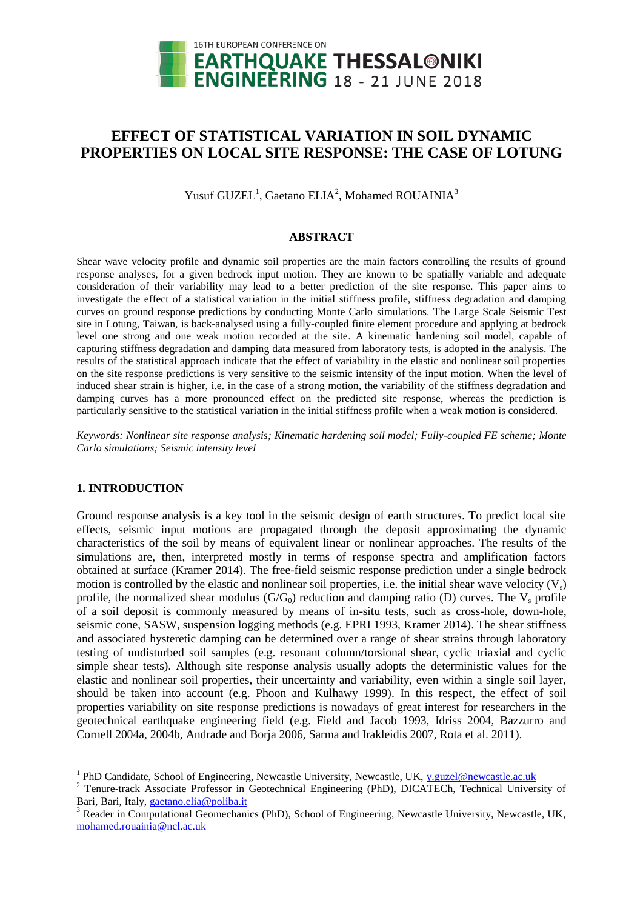# EFFECT OF STATISTICAL VARIATION IN SOIL DYNAMIC PROPERTIES ON LOCAL SITE RESPONSE: THE CASE OF LOTUNG

Yusuf GUZEL[1], Gaetano ELIA[2], Mohamed ROUAINIA[3]

## ABSTRACT

Shear wave velocity profile and dynamic soil properties are the main factors controlling the results of ground response analyses, for a given bedrock input motion. They are known to be spatially variable and adequate consideration of their variability may lead to a better prediction of the site response. This paper aims to investigate the effect of a statistical variation in the initial stiffness profile, stiffness degradation and damping curves on ground response predictions by conducting Monte Carlo simulations. The Large Scale Seismic Test site in Lotung, Taiwan, is back-analysed using a fully-coupled finite element procedure and applying at bedrock level one strong and one weak motion recorded at the site. A kinematic hardening soil model, capable of capturing stiffness degradation and damping data measured from laboratory tests, is adopted in the analysis. The results of the statistical approach indicate that the effect of variability in the elastic and nonlinear soil properties on the site response predictions is very sensitive to the seismic intensity of the input motion. When the level of induced shear strain is higher, i.e. in the case of a strong motion, the variability of the stiffness degradation and damping curves has a more pronounced effect on the predicted site response, whereas the prediction is particularly sensitive to the statistical variation in the initial stiffness profile when a weak motion is considered.

*Keywords: Nonlinear site response analysis; Kinematic hardening soil model; Fully-coupled FE scheme; Monte Carlo simulations; Seismic intensity level*

## 1. INTRODUCTION

Ground response analysis is a key tool in the seismic design of earth structures. To predict local site effects, seismic input motions are propagated through the deposit approximating the dynamic characteristics of the soil by means of equivalent linear or nonlinear approaches. The results of the simulations are, then, interpreted mostly in terms of response spectra and amplification factors obtained at surface (Kramer 2014). The free-field seismic response prediction under a single bedrock motion is controlled by the elastic and nonlinear soil properties, i.e. the initial shear wave velocity ($V_s$) profile, the normalized shear modulus ($G/G_0$) reduction and damping ratio (D) curves. The $V_s$ profile of a soil deposit is commonly measured by means of in-situ tests, such as cross-hole, down-hole, seismic cone, SASW, suspension logging methods (e.g. EPRI 1993, Kramer 2014). The shear stiffness and associated hysteretic damping can be determined over a range of shear strains through laboratory testing of undisturbed soil samples (e.g. resonant column/torsional shear, cyclic triaxial and cyclic simple shear tests). Although site response analysis usually adopts the deterministic values for the elastic and nonlinear soil properties, their uncertainty and variability, even within a single soil layer, should be taken into account (e.g. Phoon and Kulhawy 1999). In this respect, the effect of soil properties variability on site response predictions is nowadays of great interest for researchers in the geotechnical earthquake engineering field (e.g. Field and Jacob 1993, Idriss 2004, Bazzurro and Cornell 2004a, 2004b, Andrade and Borja 2006, Sarma and Irakleidis 2007, Rota et al. 2011).

---

[1] PhD Candidate, School of Engineering, Newcastle University, Newcastle, UK, y.guzel@newcastle.ac.uk

[2] Tenure-track Associate Professor in Geotechnical Engineering (PhD), DICATECh, Technical University of Bari, Bari, Italy, gaetano.elia@poliba.it

[3] Reader in Computational Geomechanics (PhD), School of Engineering, Newcastle University, Newcastle, UK, mohamed.rouainia@ncl.ac.uk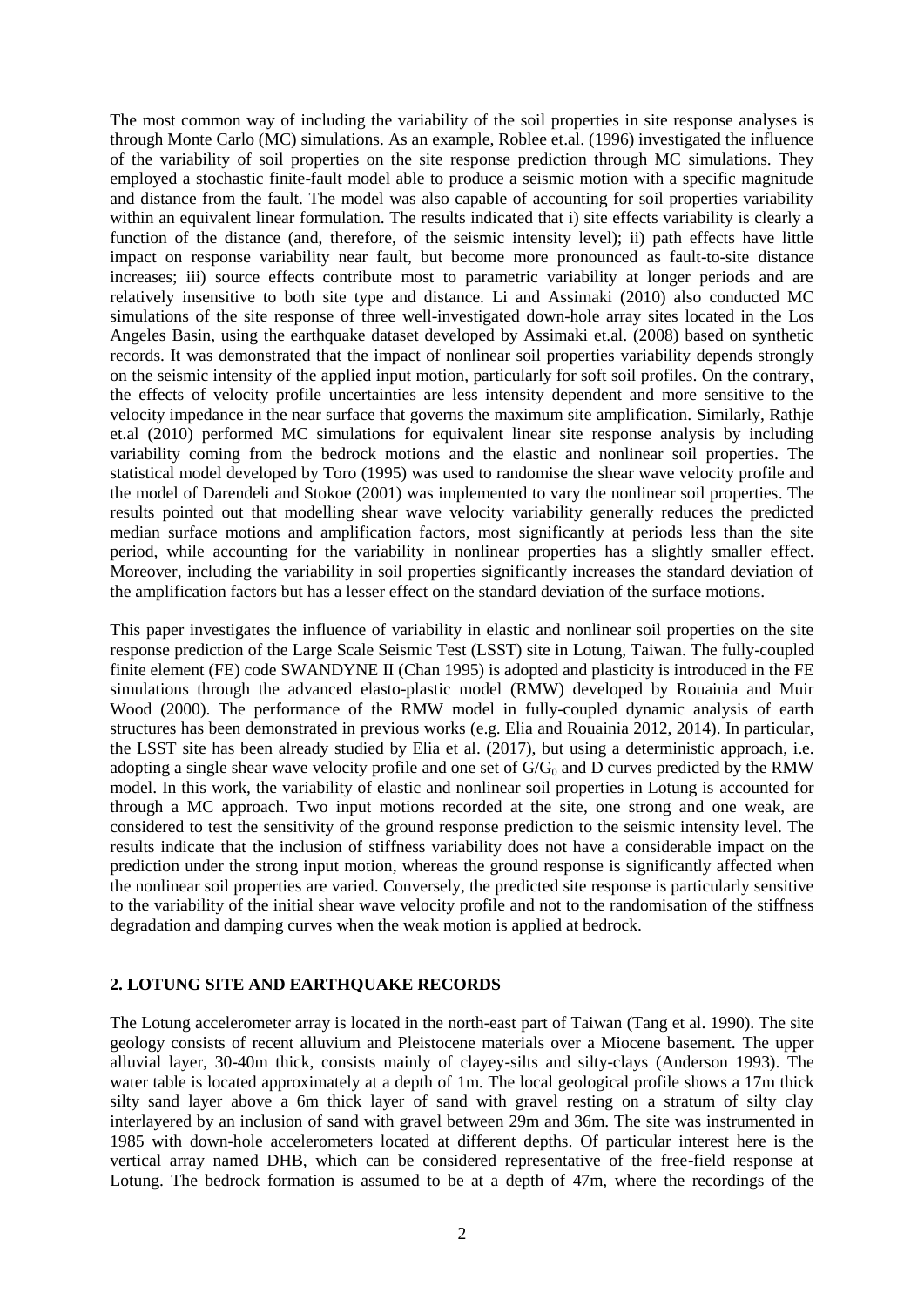The most common way of including the variability of the soil properties in site response analyses is through Monte Carlo (MC) simulations. As an example, Roblee et.al. (1996) investigated the influence of the variability of soil properties on the site response prediction through MC simulations. They employed a stochastic finite-fault model able to produce a seismic motion with a specific magnitude and distance from the fault. The model was also capable of accounting for soil properties variability within an equivalent linear formulation. The results indicated that i) site effects variability is clearly a function of the distance (and, therefore, of the seismic intensity level); ii) path effects have little impact on response variability near fault, but become more pronounced as fault-to-site distance increases; iii) source effects contribute most to parametric variability at longer periods and are relatively insensitive to both site type and distance. Li and Assimaki (2010) also conducted MC simulations of the site response of three well-investigated down-hole array sites located in the Los Angeles Basin, using the earthquake dataset developed by Assimaki et.al. (2008) based on synthetic records. It was demonstrated that the impact of nonlinear soil properties variability depends strongly on the seismic intensity of the applied input motion, particularly for soft soil profiles. On the contrary, the effects of velocity profile uncertainties are less intensity dependent and more sensitive to the velocity impedance in the near surface that governs the maximum site amplification. Similarly, Rathje et.al (2010) performed MC simulations for equivalent linear site response analysis by including variability coming from the bedrock motions and the elastic and nonlinear soil properties. The statistical model developed by Toro (1995) was used to randomise the shear wave velocity profile and the model of Darendeli and Stokoe (2001) was implemented to vary the nonlinear soil properties. The results pointed out that modelling shear wave velocity variability generally reduces the predicted median surface motions and amplification factors, most significantly at periods less than the site period, while accounting for the variability in nonlinear properties has a slightly smaller effect. Moreover, including the variability in soil properties significantly increases the standard deviation of the amplification factors but has a lesser effect on the standard deviation of the surface motions.

This paper investigates the influence of variability in elastic and nonlinear soil properties on the site response prediction of the Large Scale Seismic Test (LSST) site in Lotung, Taiwan. The fully-coupled finite element (FE) code SWANDYNE II (Chan 1995) is adopted and plasticity is introduced in the FE simulations through the advanced elasto-plastic model (RMW) developed by Rouainia and Muir Wood (2000). The performance of the RMW model in fully-coupled dynamic analysis of earth structures has been demonstrated in previous works (e.g. Elia and Rouainia 2012, 2014). In particular, the LSST site has been already studied by Elia et al. (2017), but using a deterministic approach, i.e. adopting a single shear wave velocity profile and one set of $G/G_0$ and D curves predicted by the RMW model. In this work, the variability of elastic and nonlinear soil properties in Lotung is accounted for through a MC approach. Two input motions recorded at the site, one strong and one weak, are considered to test the sensitivity of the ground response prediction to the seismic intensity level. The results indicate that the inclusion of stiffness variability does not have a considerable impact on the prediction under the strong input motion, whereas the ground response is significantly affected when the nonlinear soil properties are varied. Conversely, the predicted site response is particularly sensitive to the variability of the initial shear wave velocity profile and not to the randomisation of the stiffness degradation and damping curves when the weak motion is applied at bedrock.

## 2. LOTUNG SITE AND EARTHQUAKE RECORDS

The Lotung accelerometer array is located in the north-east part of Taiwan (Tang et al. 1990). The site geology consists of recent alluvium and Pleistocene materials over a Miocene basement. The upper alluvial layer, 30-40m thick, consists mainly of clayey-silts and silty-clays (Anderson 1993). The water table is located approximately at a depth of 1m. The local geological profile shows a 17m thick silty sand layer above a 6m thick layer of sand with gravel resting on a stratum of silty clay interlayered by an inclusion of sand with gravel between 29m and 36m. The site was instrumented in 1985 with down-hole accelerometers located at different depths. Of particular interest here is the vertical array named DHB, which can be considered representative of the free-field response at Lotung. The bedrock formation is assumed to be at a depth of 47m, where the recordings of the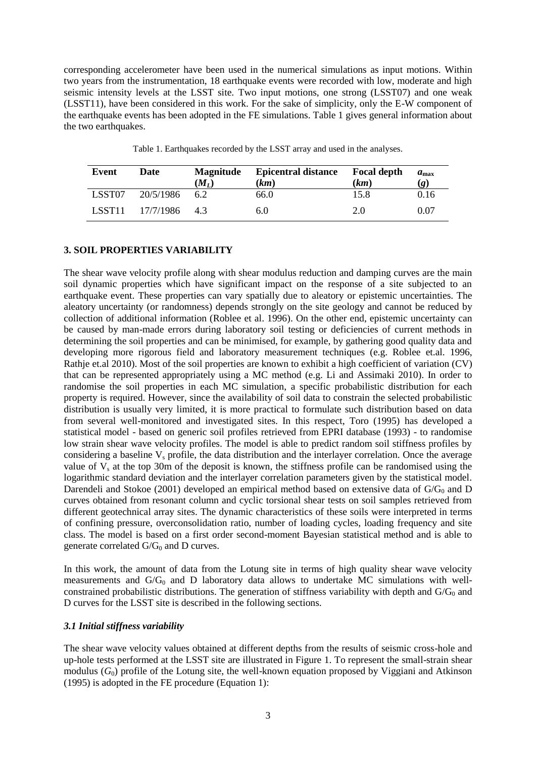corresponding accelerometer have been used in the numerical simulations as input motions. Within two years from the instrumentation, 18 earthquake events were recorded with low, moderate and high seismic intensity levels at the LSST site. Two input motions, one strong (LSST07) and one weak (LSST11), have been considered in this work. For the sake of simplicity, only the E-W component of the earthquake events has been adopted in the FE simulations. Table 1 gives general information about the two earthquakes.

Table 1. Earthquakes recorded by the LSST array and used in the analyses.

| Event | Date | Magnitude ($M_L$) | Epicentral distance (*km*) | Focal depth (*km*) | $a_{max}$ (*g*) |
|---|---|---|---|---|---|
| LSST07 | 20/5/1986 | 6.2 | 66.0 | 15.8 | 0.16 |
| LSST11 | 17/7/1986 | 4.3 | 6.0 | 2.0 | 0.07 |

## 3. SOIL PROPERTIES VARIABILITY

The shear wave velocity profile along with shear modulus reduction and damping curves are the main soil dynamic properties which have significant impact on the response of a site subjected to an earthquake event. These properties can vary spatially due to aleatory or epistemic uncertainties. The aleatory uncertainty (or randomness) depends strongly on the site geology and cannot be reduced by collection of additional information (Roblee et al. 1996). On the other end, epistemic uncertainty can be caused by man-made errors during laboratory soil testing or deficiencies of current methods in determining the soil properties and can be minimised, for example, by gathering good quality data and developing more rigorous field and laboratory measurement techniques (e.g. Roblee et.al. 1996, Rathje et.al 2010). Most of the soil properties are known to exhibit a high coefficient of variation (CV) that can be represented appropriately using a MC method (e.g. Li and Assimaki 2010). In order to randomise the soil properties in each MC simulation, a specific probabilistic distribution for each property is required. However, since the availability of soil data to constrain the selected probabilistic distribution is usually very limited, it is more practical to formulate such distribution based on data from several well-monitored and investigated sites. In this respect, Toro (1995) has developed a statistical model - based on generic soil profiles retrieved from EPRI database (1993) - to randomise low strain shear wave velocity profiles. The model is able to predict random soil stiffness profiles by considering a baseline $V_s$ profile, the data distribution and the interlayer correlation. Once the average value of $V_s$ at the top 30m of the deposit is known, the stiffness profile can be randomised using the logarithmic standard deviation and the interlayer correlation parameters given by the statistical model. Darendeli and Stokoe (2001) developed an empirical method based on extensive data of $G/G_0$ and D curves obtained from resonant column and cyclic torsional shear tests on soil samples retrieved from different geotechnical array sites. The dynamic characteristics of these soils were interpreted in terms of confining pressure, overconsolidation ratio, number of loading cycles, loading frequency and site class. The model is based on a first order second-moment Bayesian statistical method and is able to generate correlated $G/G_0$ and D curves.

In this work, the amount of data from the Lotung site in terms of high quality shear wave velocity measurements and $G/G_0$ and D laboratory data allows to undertake MC simulations with well-constrained probabilistic distributions. The generation of stiffness variability with depth and $G/G_0$ and D curves for the LSST site is described in the following sections.

### *3.1 Initial stiffness variability*

The shear wave velocity values obtained at different depths from the results of seismic cross-hole and up-hole tests performed at the LSST site are illustrated in Figure 1. To represent the small-strain shear modulus ($G_0$) profile of the Lotung site, the well-known equation proposed by Viggiani and Atkinson (1995) is adopted in the FE procedure (Equation 1):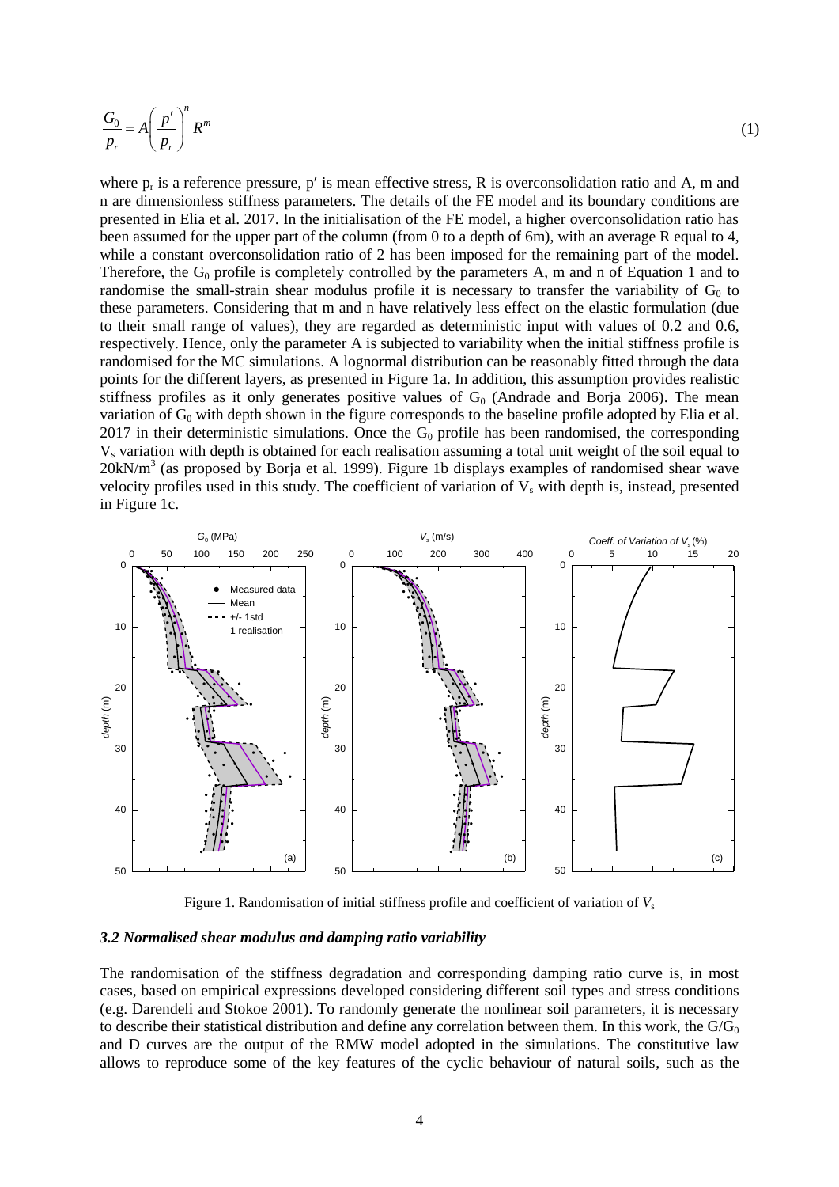$$\frac{G_0}{p_r} = A\left(\frac{p'}{p_r}\right)^n R^m \tag{1}$$

where $p_r$ is a reference pressure, $p'$ is mean effective stress, R is overconsolidation ratio and A, m and n are dimensionless stiffness parameters. The details of the FE model and its boundary conditions are presented in Elia et al. 2017. In the initialisation of the FE model, a higher overconsolidation ratio has been assumed for the upper part of the column (from 0 to a depth of 6m), with an average R equal to 4, while a constant overconsolidation ratio of 2 has been imposed for the remaining part of the model. Therefore, the $G_0$ profile is completely controlled by the parameters A, m and n of Equation 1 and to randomise the small-strain shear modulus profile it is necessary to transfer the variability of $G_0$ to these parameters. Considering that m and n have relatively less effect on the elastic formulation (due to their small range of values), they are regarded as deterministic input with values of 0.2 and 0.6, respectively. Hence, only the parameter A is subjected to variability when the initial stiffness profile is randomised for the MC simulations. A lognormal distribution can be reasonably fitted through the data points for the different layers, as presented in Figure 1a. In addition, this assumption provides realistic stiffness profiles as it only generates positive values of $G_0$ (Andrade and Borja 2006). The mean variation of $G_0$ with depth shown in the figure corresponds to the baseline profile adopted by Elia et al. 2017 in their deterministic simulations. Once the $G_0$ profile has been randomised, the corresponding $V_s$ variation with depth is obtained for each realisation assuming a total unit weight of the soil equal to $20\text{kN/m}^3$ (as proposed by Borja et al. 1999). Figure 1b displays examples of randomised shear wave velocity profiles used in this study. The coefficient of variation of $V_s$ with depth is, instead, presented in Figure 1c.

Figure 1. Randomisation of initial stiffness profile and coefficient of variation of $V_s$

### *3.2 Normalised shear modulus and damping ratio variability*

The randomisation of the stiffness degradation and corresponding damping ratio curve is, in most cases, based on empirical expressions developed considering different soil types and stress conditions (e.g. Darendeli and Stokoe 2001). To randomly generate the nonlinear soil parameters, it is necessary to describe their statistical distribution and define any correlation between them. In this work, the $G/G_0$ and D curves are the output of the RMW model adopted in the simulations. The constitutive law allows to reproduce some of the key features of the cyclic behaviour of natural soils, such as the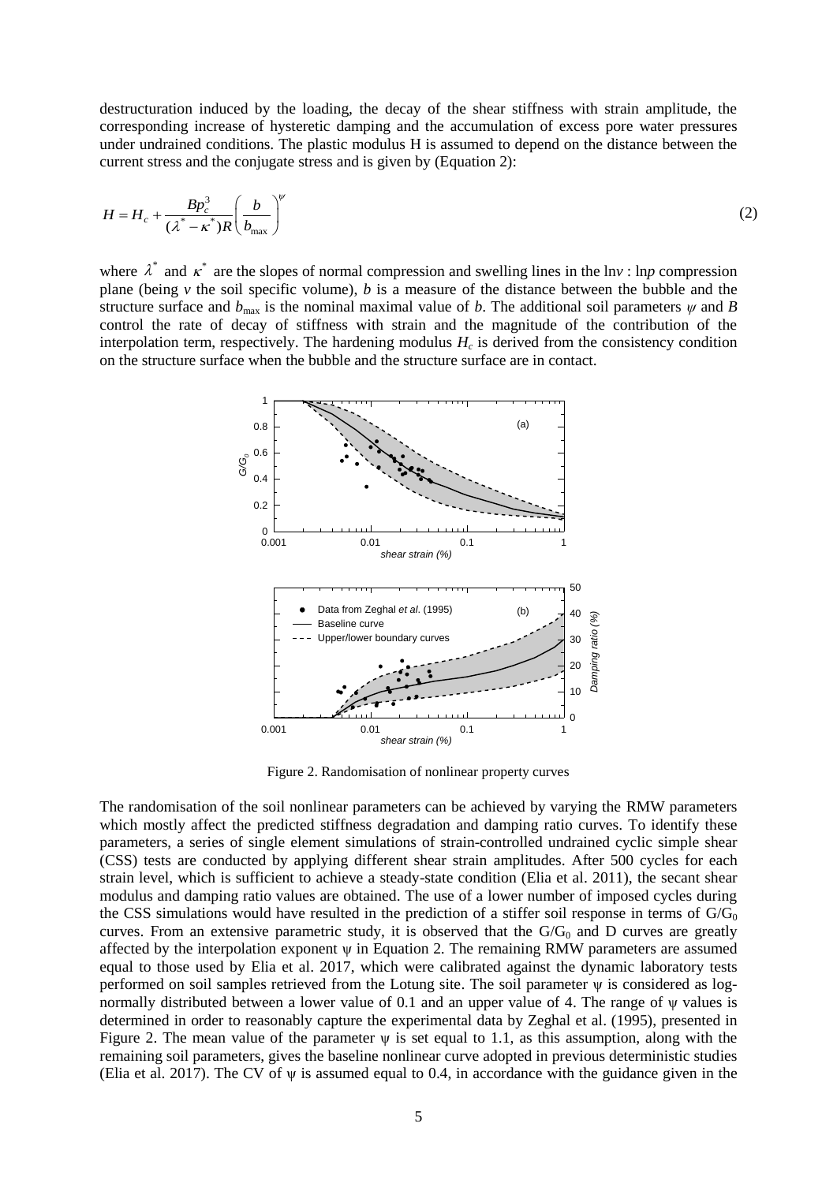destructuration induced by the loading, the decay of the shear stiffness with strain amplitude, the corresponding increase of hysteretic damping and the accumulation of excess pore water pressures under undrained conditions. The plastic modulus H is assumed to depend on the distance between the current stress and the conjugate stress and is given by (Equation 2):

$$H = H_c + \frac{Bp_c^3}{(\lambda^* - \kappa^*)R}\left(\frac{b}{b_{\max}}\right)^{\psi} \tag{2}$$

where $\lambda^*$ and $\kappa^*$ are the slopes of normal compression and swelling lines in the ln$v$ : ln$p$ compression plane (being $v$ the soil specific volume), $b$ is a measure of the distance between the bubble and the structure surface and $b_{\max}$ is the nominal maximal value of $b$. The additional soil parameters $\psi$ and $B$ control the rate of decay of stiffness with strain and the magnitude of the contribution of the interpolation term, respectively. The hardening modulus $H_c$ is derived from the consistency condition on the structure surface when the bubble and the structure surface are in contact.

Figure 2. Randomisation of nonlinear property curves

The randomisation of the soil nonlinear parameters can be achieved by varying the RMW parameters which mostly affect the predicted stiffness degradation and damping ratio curves. To identify these parameters, a series of single element simulations of strain-controlled undrained cyclic simple shear (CSS) tests are conducted by applying different shear strain amplitudes. After 500 cycles for each strain level, which is sufficient to achieve a steady-state condition (Elia et al. 2011), the secant shear modulus and damping ratio values are obtained. The use of a lower number of imposed cycles during the CSS simulations would have resulted in the prediction of a stiffer soil response in terms of $G/G_0$ curves. From an extensive parametric study, it is observed that the $G/G_0$ and D curves are greatly affected by the interpolation exponent $\psi$ in Equation 2. The remaining RMW parameters are assumed equal to those used by Elia et al. 2017, which were calibrated against the dynamic laboratory tests performed on soil samples retrieved from the Lotung site. The soil parameter $\psi$ is considered as log-normally distributed between a lower value of 0.1 and an upper value of 4. The range of $\psi$ values is determined in order to reasonably capture the experimental data by Zeghal et al. (1995), presented in Figure 2. The mean value of the parameter $\psi$ is set equal to 1.1, as this assumption, along with the remaining soil parameters, gives the baseline nonlinear curve adopted in previous deterministic studies (Elia et al. 2017). The CV of $\psi$ is assumed equal to 0.4, in accordance with the guidance given in the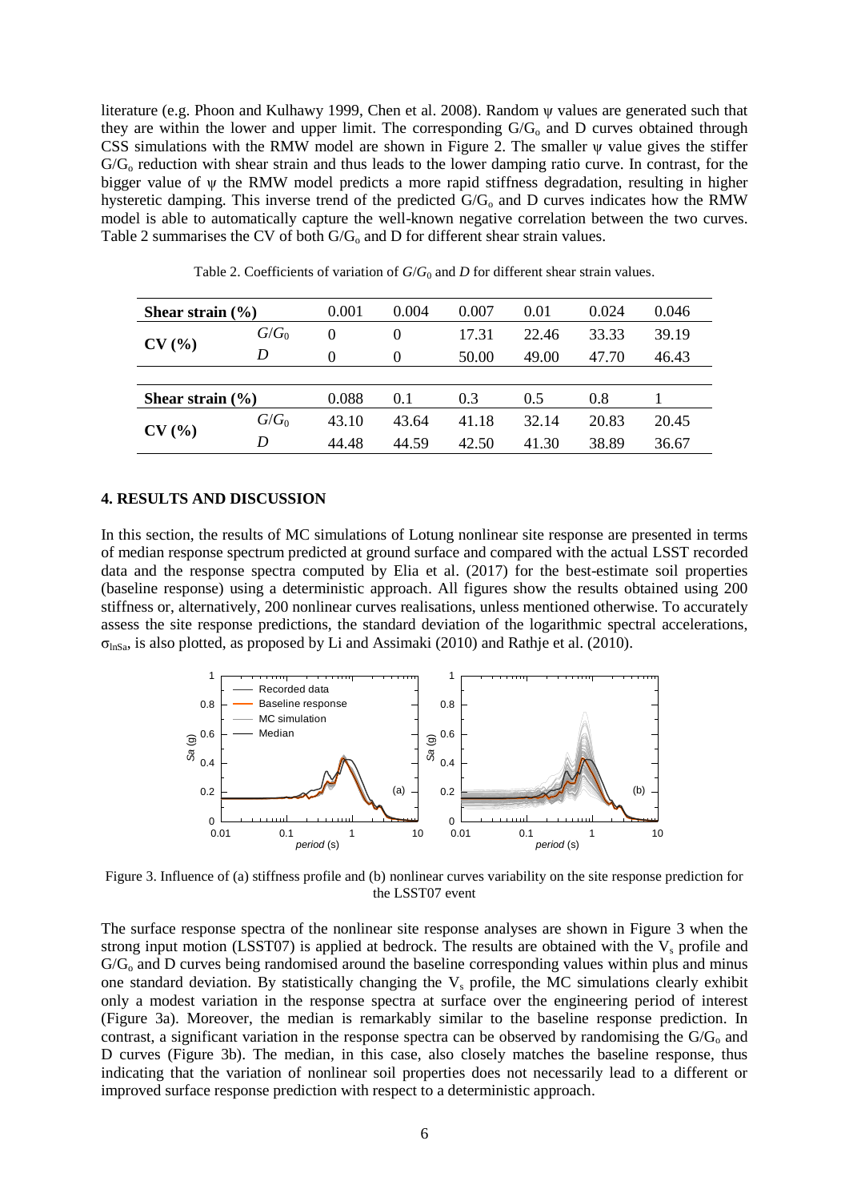literature (e.g. Phoon and Kulhawy 1999, Chen et al. 2008). Random ψ values are generated such that they are within the lower and upper limit. The corresponding $G/G_o$ and D curves obtained through CSS simulations with the RMW model are shown in Figure 2. The smaller ψ value gives the stiffer $G/G_o$ reduction with shear strain and thus leads to the lower damping ratio curve. In contrast, for the bigger value of ψ the RMW model predicts a more rapid stiffness degradation, resulting in higher hysteretic damping. This inverse trend of the predicted $G/G_o$ and D curves indicates how the RMW model is able to automatically capture the well-known negative correlation between the two curves. Table 2 summarises the CV of both $G/G_o$ and D for different shear strain values.

Table 2. Coefficients of variation of $G/G_0$ and $D$ for different shear strain values.

| **Shear strain (%)** | | 0.001 | 0.004 | 0.007 | 0.01 | 0.024 | 0.046 |
|---|---|---|---|---|---|---|---|
| **CV (%)** | $G/G_0$ | 0 | 0 | 17.31 | 22.46 | 33.33 | 39.19 |
| | $D$ | 0 | 0 | 50.00 | 49.00 | 47.70 | 46.43 |
| **Shear strain (%)** | | 0.088 | 0.1 | 0.3 | 0.5 | 0.8 | 1 |
| **CV (%)** | $G/G_0$ | 43.10 | 43.64 | 41.18 | 32.14 | 20.83 | 20.45 |
| | $D$ | 44.48 | 44.59 | 42.50 | 41.30 | 38.89 | 36.67 |

## 4. RESULTS AND DISCUSSION

In this section, the results of MC simulations of Lotung nonlinear site response are presented in terms of median response spectrum predicted at ground surface and compared with the actual LSST recorded data and the response spectra computed by Elia et al. (2017) for the best-estimate soil properties (baseline response) using a deterministic approach. All figures show the results obtained using 200 stiffness or, alternatively, 200 nonlinear curves realisations, unless mentioned otherwise. To accurately assess the site response predictions, the standard deviation of the logarithmic spectral accelerations, $\sigma_{\ln Sa}$, is also plotted, as proposed by Li and Assimaki (2010) and Rathje et al. (2010).

Figure 3. Influence of (a) stiffness profile and (b) nonlinear curves variability on the site response prediction for the LSST07 event

The surface response spectra of the nonlinear site response analyses are shown in Figure 3 when the strong input motion (LSST07) is applied at bedrock. The results are obtained with the $V_s$ profile and $G/G_o$ and D curves being randomised around the baseline corresponding values within plus and minus one standard deviation. By statistically changing the $V_s$ profile, the MC simulations clearly exhibit only a modest variation in the response spectra at surface over the engineering period of interest (Figure 3a). Moreover, the median is remarkably similar to the baseline response prediction. In contrast, a significant variation in the response spectra can be observed by randomising the $G/G_o$ and D curves (Figure 3b). The median, in this case, also closely matches the baseline response, thus indicating that the variation of nonlinear soil properties does not necessarily lead to a different or improved surface response prediction with respect to a deterministic approach.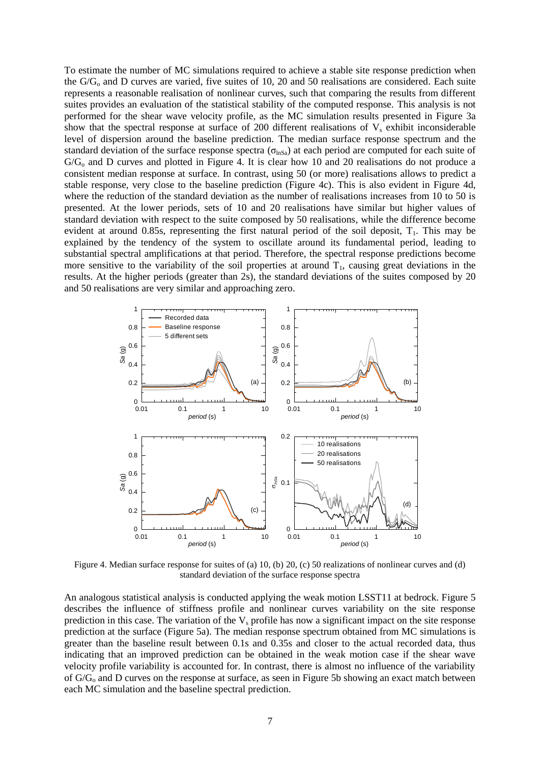To estimate the number of MC simulations required to achieve a stable site response prediction when the $G/G_o$ and D curves are varied, five suites of 10, 20 and 50 realisations are considered. Each suite represents a reasonable realisation of nonlinear curves, such that comparing the results from different suites provides an evaluation of the statistical stability of the computed response. This analysis is not performed for the shear wave velocity profile, as the MC simulation results presented in Figure 3a show that the spectral response at surface of 200 different realisations of $V_s$ exhibit inconsiderable level of dispersion around the baseline prediction. The median surface response spectrum and the standard deviation of the surface response spectra ($\sigma_{lnSa}$) at each period are computed for each suite of $G/G_o$ and D curves and plotted in Figure 4. It is clear how 10 and 20 realisations do not produce a consistent median response at surface. In contrast, using 50 (or more) realisations allows to predict a stable response, very close to the baseline prediction (Figure 4c). This is also evident in Figure 4d, where the reduction of the standard deviation as the number of realisations increases from 10 to 50 is presented. At the lower periods, sets of 10 and 20 realisations have similar but higher values of standard deviation with respect to the suite composed by 50 realisations, while the difference become evident at around 0.85s, representing the first natural period of the soil deposit, $T_1$. This may be explained by the tendency of the system to oscillate around its fundamental period, leading to substantial spectral amplifications at that period. Therefore, the spectral response predictions become more sensitive to the variability of the soil properties at around $T_1$, causing great deviations in the results. At the higher periods (greater than 2s), the standard deviations of the suites composed by 20 and 50 realisations are very similar and approaching zero.

Figure 4. Median surface response for suites of (a) 10, (b) 20, (c) 50 realizations of nonlinear curves and (d) standard deviation of the surface response spectra

An analogous statistical analysis is conducted applying the weak motion LSST11 at bedrock. Figure 5 describes the influence of stiffness profile and nonlinear curves variability on the site response prediction in this case. The variation of the $V_s$ profile has now a significant impact on the site response prediction at the surface (Figure 5a). The median response spectrum obtained from MC simulations is greater than the baseline result between 0.1s and 0.35s and closer to the actual recorded data, thus indicating that an improved prediction can be obtained in the weak motion case if the shear wave velocity profile variability is accounted for. In contrast, there is almost no influence of the variability of $G/G_o$ and D curves on the response at surface, as seen in Figure 5b showing an exact match between each MC simulation and the baseline spectral prediction.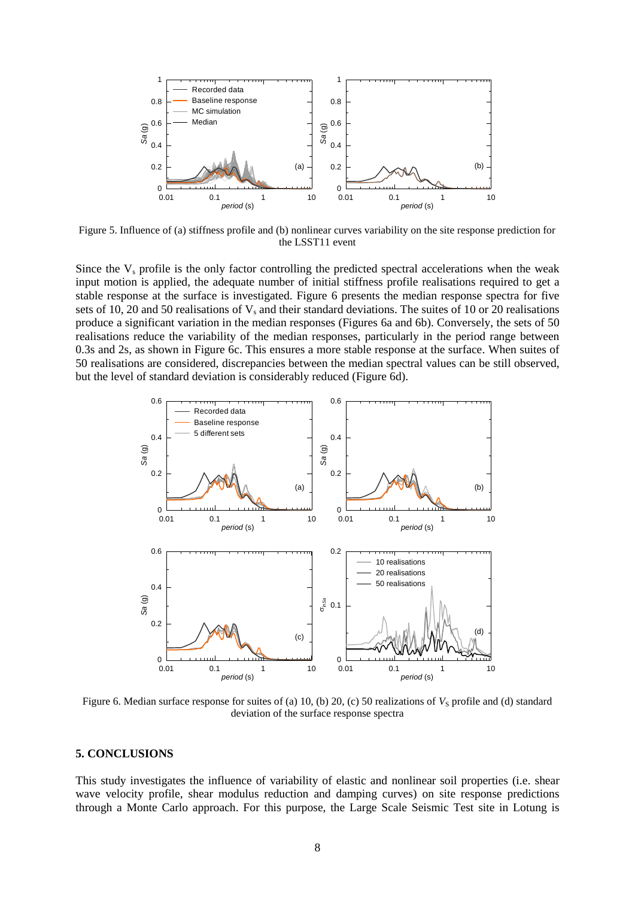Figure 5. Influence of (a) stiffness profile and (b) nonlinear curves variability on the site response prediction for the LSST11 event

Since the $V_s$ profile is the only factor controlling the predicted spectral accelerations when the weak input motion is applied, the adequate number of initial stiffness profile realisations required to get a stable response at the surface is investigated. Figure 6 presents the median response spectra for five sets of 10, 20 and 50 realisations of $V_s$ and their standard deviations. The suites of 10 or 20 realisations produce a significant variation in the median responses (Figures 6a and 6b). Conversely, the sets of 50 realisations reduce the variability of the median responses, particularly in the period range between 0.3s and 2s, as shown in Figure 6c. This ensures a more stable response at the surface. When suites of 50 realisations are considered, discrepancies between the median spectral values can be still observed, but the level of standard deviation is considerably reduced (Figure 6d).

Figure 6. Median surface response for suites of (a) 10, (b) 20, (c) 50 realizations of $V_S$ profile and (d) standard deviation of the surface response spectra

## 5. CONCLUSIONS

This study investigates the influence of variability of elastic and nonlinear soil properties (i.e. shear wave velocity profile, shear modulus reduction and damping curves) on site response predictions through a Monte Carlo approach. For this purpose, the Large Scale Seismic Test site in Lotung is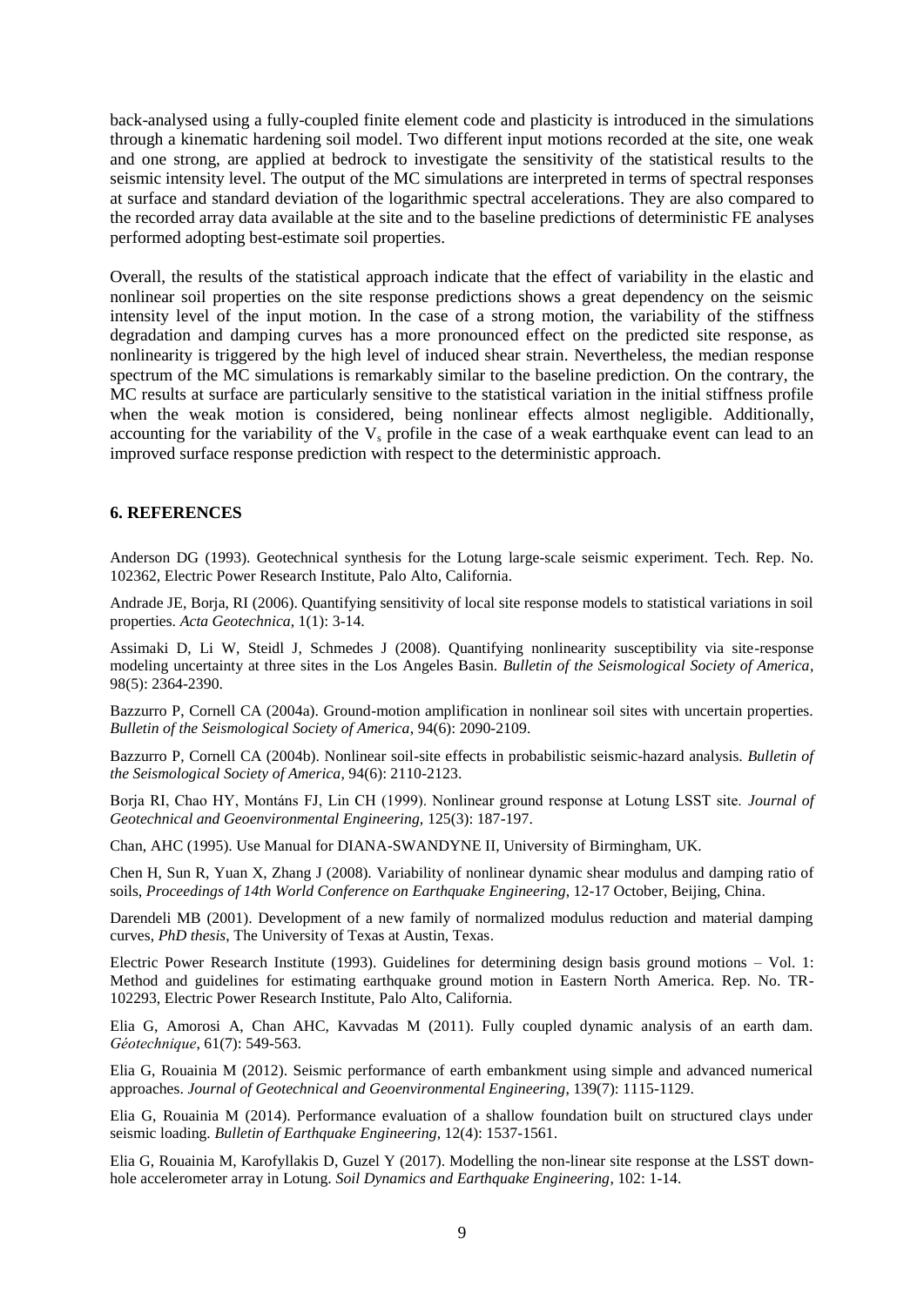back-analysed using a fully-coupled finite element code and plasticity is introduced in the simulations through a kinematic hardening soil model. Two different input motions recorded at the site, one weak and one strong, are applied at bedrock to investigate the sensitivity of the statistical results to the seismic intensity level. The output of the MC simulations are interpreted in terms of spectral responses at surface and standard deviation of the logarithmic spectral accelerations. They are also compared to the recorded array data available at the site and to the baseline predictions of deterministic FE analyses performed adopting best-estimate soil properties.

Overall, the results of the statistical approach indicate that the effect of variability in the elastic and nonlinear soil properties on the site response predictions shows a great dependency on the seismic intensity level of the input motion. In the case of a strong motion, the variability of the stiffness degradation and damping curves has a more pronounced effect on the predicted site response, as nonlinearity is triggered by the high level of induced shear strain. Nevertheless, the median response spectrum of the MC simulations is remarkably similar to the baseline prediction. On the contrary, the MC results at surface are particularly sensitive to the statistical variation in the initial stiffness profile when the weak motion is considered, being nonlinear effects almost negligible. Additionally, accounting for the variability of the $V_s$ profile in the case of a weak earthquake event can lead to an improved surface response prediction with respect to the deterministic approach.

## 6. REFERENCES

Anderson DG (1993). Geotechnical synthesis for the Lotung large-scale seismic experiment. Tech. Rep. No. 102362, Electric Power Research Institute, Palo Alto, California.

Andrade JE, Borja, RI (2006). Quantifying sensitivity of local site response models to statistical variations in soil properties. *Acta Geotechnica*, 1(1): 3-14.

Assimaki D, Li W, Steidl J, Schmedes J (2008). Quantifying nonlinearity susceptibility via site-response modeling uncertainty at three sites in the Los Angeles Basin. *Bulletin of the Seismological Society of America*, 98(5): 2364-2390.

Bazzurro P, Cornell CA (2004a). Ground-motion amplification in nonlinear soil sites with uncertain properties. *Bulletin of the Seismological Society of America*, 94(6): 2090-2109.

Bazzurro P, Cornell CA (2004b). Nonlinear soil-site effects in probabilistic seismic-hazard analysis. *Bulletin of the Seismological Society of America*, 94(6): 2110-2123.

Borja RI, Chao HY, Montáns FJ, Lin CH (1999). Nonlinear ground response at Lotung LSST site. *Journal of Geotechnical and Geoenvironmental Engineering*, 125(3): 187-197.

Chan, AHC (1995). Use Manual for DIANA-SWANDYNE II, University of Birmingham, UK.

Chen H, Sun R, Yuan X, Zhang J (2008). Variability of nonlinear dynamic shear modulus and damping ratio of soils, *Proceedings of 14th World Conference on Earthquake Engineering*, 12-17 October, Beijing, China.

Darendeli MB (2001). Development of a new family of normalized modulus reduction and material damping curves, *PhD thesis*, The University of Texas at Austin, Texas.

Electric Power Research Institute (1993). Guidelines for determining design basis ground motions – Vol. 1: Method and guidelines for estimating earthquake ground motion in Eastern North America. Rep. No. TR-102293, Electric Power Research Institute, Palo Alto, California.

Elia G, Amorosi A, Chan AHC, Kavvadas M (2011). Fully coupled dynamic analysis of an earth dam. *Géotechnique*, 61(7): 549-563.

Elia G, Rouainia M (2012). Seismic performance of earth embankment using simple and advanced numerical approaches. *Journal of Geotechnical and Geoenvironmental Engineering*, 139(7): 1115-1129.

Elia G, Rouainia M (2014). Performance evaluation of a shallow foundation built on structured clays under seismic loading. *Bulletin of Earthquake Engineering*, 12(4): 1537-1561.

Elia G, Rouainia M, Karofyllakis D, Guzel Y (2017). Modelling the non-linear site response at the LSST down-hole accelerometer array in Lotung. *Soil Dynamics and Earthquake Engineering*, 102: 1-14.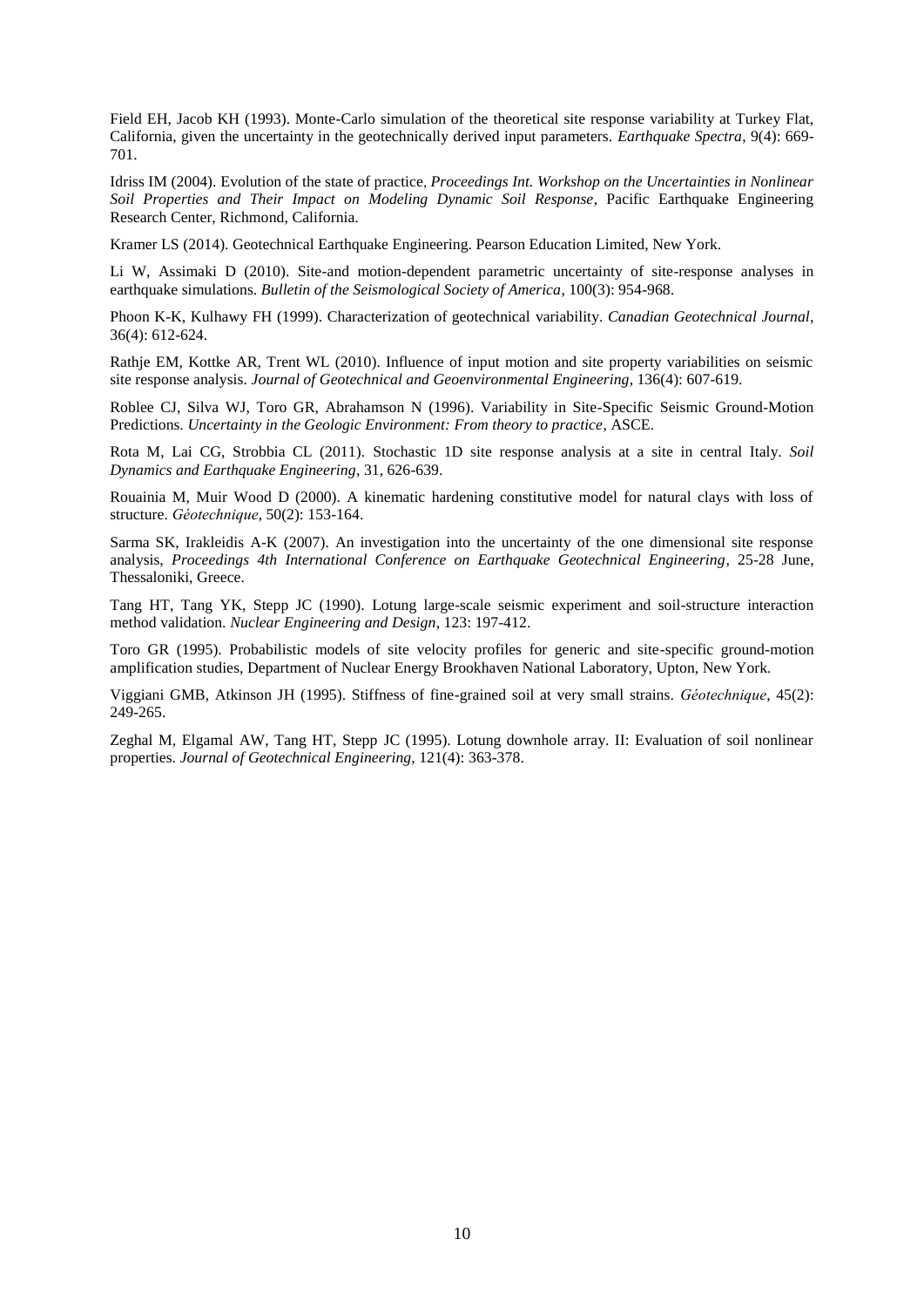Field EH, Jacob KH (1993). Monte-Carlo simulation of the theoretical site response variability at Turkey Flat, California, given the uncertainty in the geotechnically derived input parameters. *Earthquake Spectra*, 9(4): 669-701.

Idriss IM (2004). Evolution of the state of practice, *Proceedings Int. Workshop on the Uncertainties in Nonlinear Soil Properties and Their Impact on Modeling Dynamic Soil Response*, Pacific Earthquake Engineering Research Center, Richmond, California.

Kramer LS (2014). Geotechnical Earthquake Engineering. Pearson Education Limited, New York.

Li W, Assimaki D (2010). Site-and motion-dependent parametric uncertainty of site-response analyses in earthquake simulations. *Bulletin of the Seismological Society of America*, 100(3): 954-968.

Phoon K-K, Kulhawy FH (1999). Characterization of geotechnical variability. *Canadian Geotechnical Journal*, 36(4): 612-624.

Rathje EM, Kottke AR, Trent WL (2010). Influence of input motion and site property variabilities on seismic site response analysis. *Journal of Geotechnical and Geoenvironmental Engineering*, 136(4): 607-619.

Roblee CJ, Silva WJ, Toro GR, Abrahamson N (1996). Variability in Site-Specific Seismic Ground-Motion Predictions. *Uncertainty in the Geologic Environment: From theory to practice*, ASCE.

Rota M, Lai CG, Strobbia CL (2011). Stochastic 1D site response analysis at a site in central Italy. *Soil Dynamics and Earthquake Engineering*, 31, 626-639.

Rouainia M, Muir Wood D (2000). A kinematic hardening constitutive model for natural clays with loss of structure. *Géotechnique*, 50(2): 153-164.

Sarma SK, Irakleidis A-K (2007). An investigation into the uncertainty of the one dimensional site response analysis, *Proceedings 4th International Conference on Earthquake Geotechnical Engineering*, 25-28 June, Thessaloniki, Greece.

Tang HT, Tang YK, Stepp JC (1990). Lotung large-scale seismic experiment and soil-structure interaction method validation. *Nuclear Engineering and Design*, 123: 197-412.

Toro GR (1995). Probabilistic models of site velocity profiles for generic and site-specific ground-motion amplification studies, Department of Nuclear Energy Brookhaven National Laboratory, Upton, New York.

Viggiani GMB, Atkinson JH (1995). Stiffness of fine-grained soil at very small strains. *Géotechnique*, 45(2): 249-265.

Zeghal M, Elgamal AW, Tang HT, Stepp JC (1995). Lotung downhole array. II: Evaluation of soil nonlinear properties. *Journal of Geotechnical Engineering*, 121(4): 363-378.